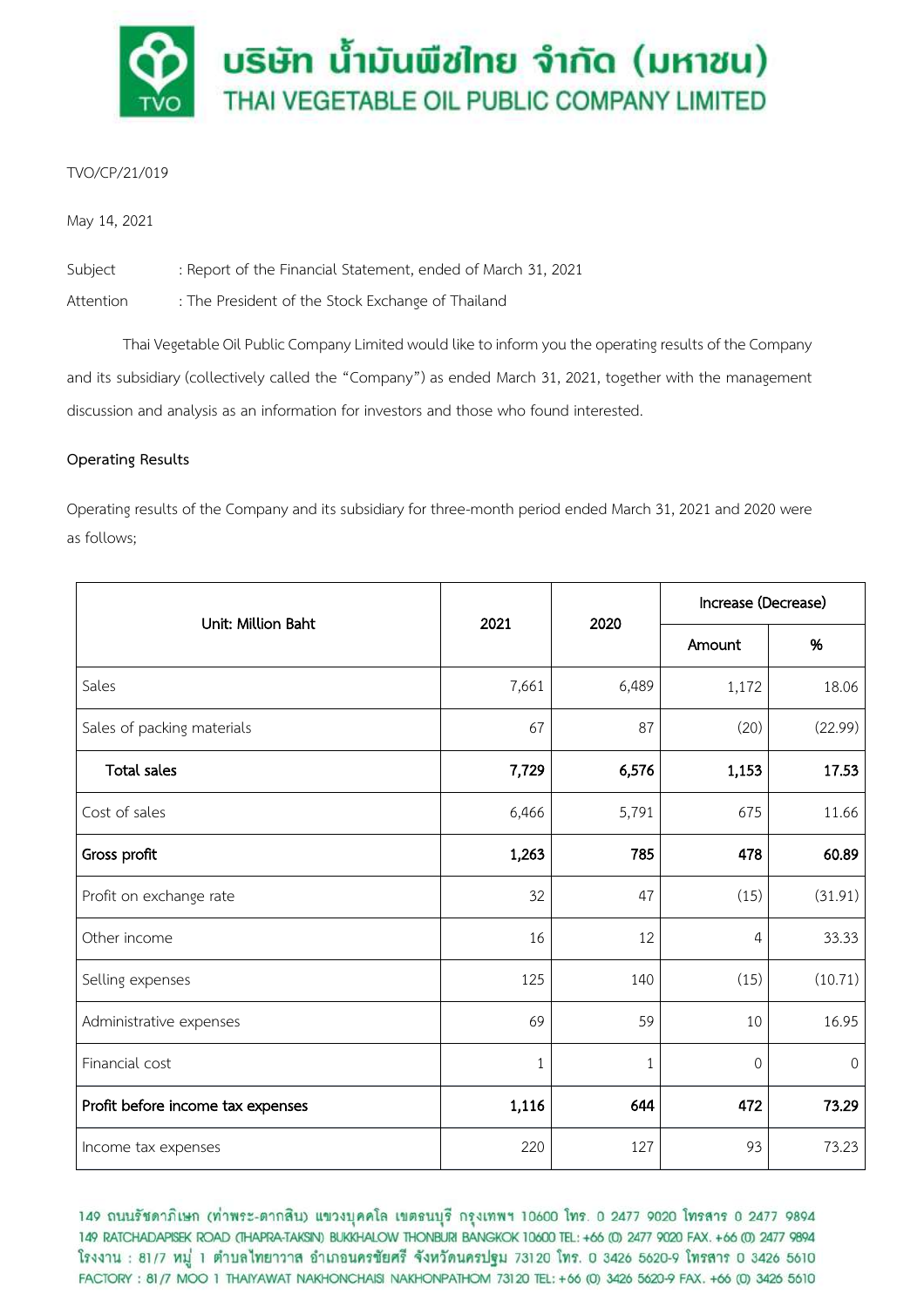# บริษัท น้ำมันพืชไทย จำกัด (มหาชน)

# THAI VEGETABLE OIL PUBLIC COMPANY LIMITED

TVO/CP/21/019

May 14, 2021

Subject : Report of the Financial Statement, ended of March 31, 2021

Attention : The President of the Stock Exchange of Thailand

Thai Vegetable Oil Public Company Limited would like to inform you the operating results of the Company and its subsidiary (collectively called the "Company") as ended March 31, 2021, together with the management discussion and analysis as an information for investors and those who found interested.

**Operating Results**

Operating results of the Company and its subsidiary for three-month period ended March 31, 2021 and 2020 were as follows;

| Unit: Million Baht | 2021 | 2020 | Increase (Decrease) | |
|---|---|---|---|---|
| | | | Amount | % |
| Sales | 7,661 | 6,489 | 1,172 | 18.06 |
| Sales of packing materials | 67 | 87 | (20) | (22.99) |
| **Total sales** | **7,729** | **6,576** | **1,153** | **17.53** |
| Cost of sales | 6,466 | 5,791 | 675 | 11.66 |
| **Gross profit** | **1,263** | **785** | **478** | **60.89** |
| Profit on exchange rate | 32 | 47 | (15) | (31.91) |
| Other income | 16 | 12 | 4 | 33.33 |
| Selling expenses | 125 | 140 | (15) | (10.71) |
| Administrative expenses | 69 | 59 | 10 | 16.95 |
| Financial cost | 1 | 1 | 0 | 0 |
| **Profit before income tax expenses** | **1,116** | **644** | **472** | **73.29** |
| Income tax expenses | 220 | 127 | 93 | 73.23 |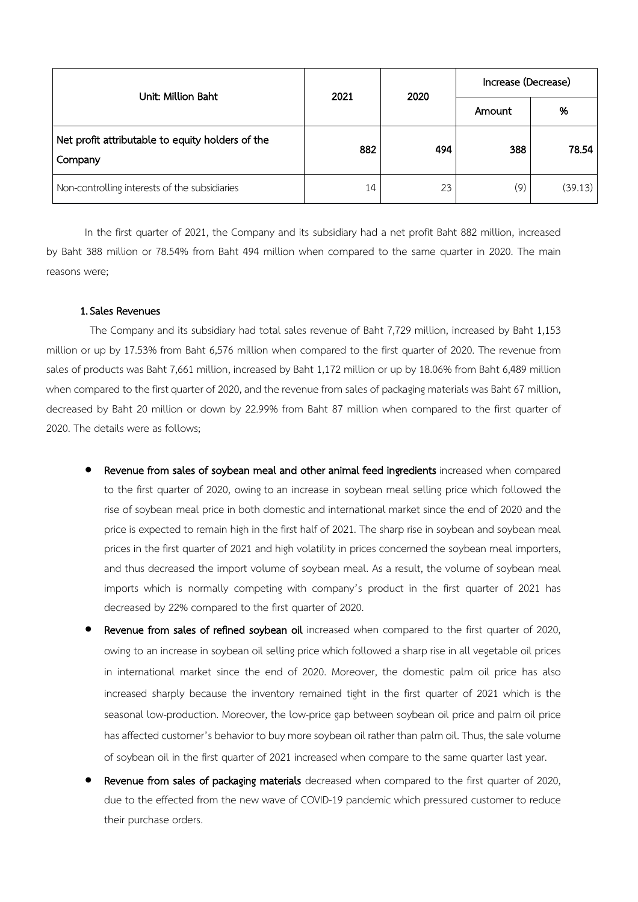| Unit: Million Baht | 2021 | 2020 | Increase (Decrease) | |
|---|---|---|---|---|
| | | | Amount | % |
| **Net profit attributable to equity holders of the Company** | **882** | **494** | **388** | **78.54** |
| Non-controlling interests of the subsidiaries | 14 | 23 | (9) | (39.13) |

In the first quarter of 2021, the Company and its subsidiary had a net profit Baht 882 million, increased by Baht 388 million or 78.54% from Baht 494 million when compared to the same quarter in 2020. The main reasons were;

**1. Sales Revenues**

The Company and its subsidiary had total sales revenue of Baht 7,729 million, increased by Baht 1,153 million or up by 17.53% from Baht 6,576 million when compared to the first quarter of 2020. The revenue from sales of products was Baht 7,661 million, increased by Baht 1,172 million or up by 18.06% from Baht 6,489 million when compared to the first quarter of 2020, and the revenue from sales of packaging materials was Baht 67 million, decreased by Baht 20 million or down by 22.99% from Baht 87 million when compared to the first quarter of 2020. The details were as follows;

- **Revenue from sales of soybean meal and other animal feed ingredients** increased when compared to the first quarter of 2020, owing to an increase in soybean meal selling price which followed the rise of soybean meal price in both domestic and international market since the end of 2020 and the price is expected to remain high in the first half of 2021. The sharp rise in soybean and soybean meal prices in the first quarter of 2021 and high volatility in prices concerned the soybean meal importers, and thus decreased the import volume of soybean meal. As a result, the volume of soybean meal imports which is normally competing with company's product in the first quarter of 2021 has decreased by 22% compared to the first quarter of 2020.
- **Revenue from sales of refined soybean oil** increased when compared to the first quarter of 2020, owing to an increase in soybean oil selling price which followed a sharp rise in all vegetable oil prices in international market since the end of 2020. Moreover, the domestic palm oil price has also increased sharply because the inventory remained tight in the first quarter of 2021 which is the seasonal low-production. Moreover, the low-price gap between soybean oil price and palm oil price has affected customer's behavior to buy more soybean oil rather than palm oil. Thus, the sale volume of soybean oil in the first quarter of 2021 increased when compare to the same quarter last year.
- **Revenue from sales of packaging materials** decreased when compared to the first quarter of 2020, due to the effected from the new wave of COVID-19 pandemic which pressured customer to reduce their purchase orders.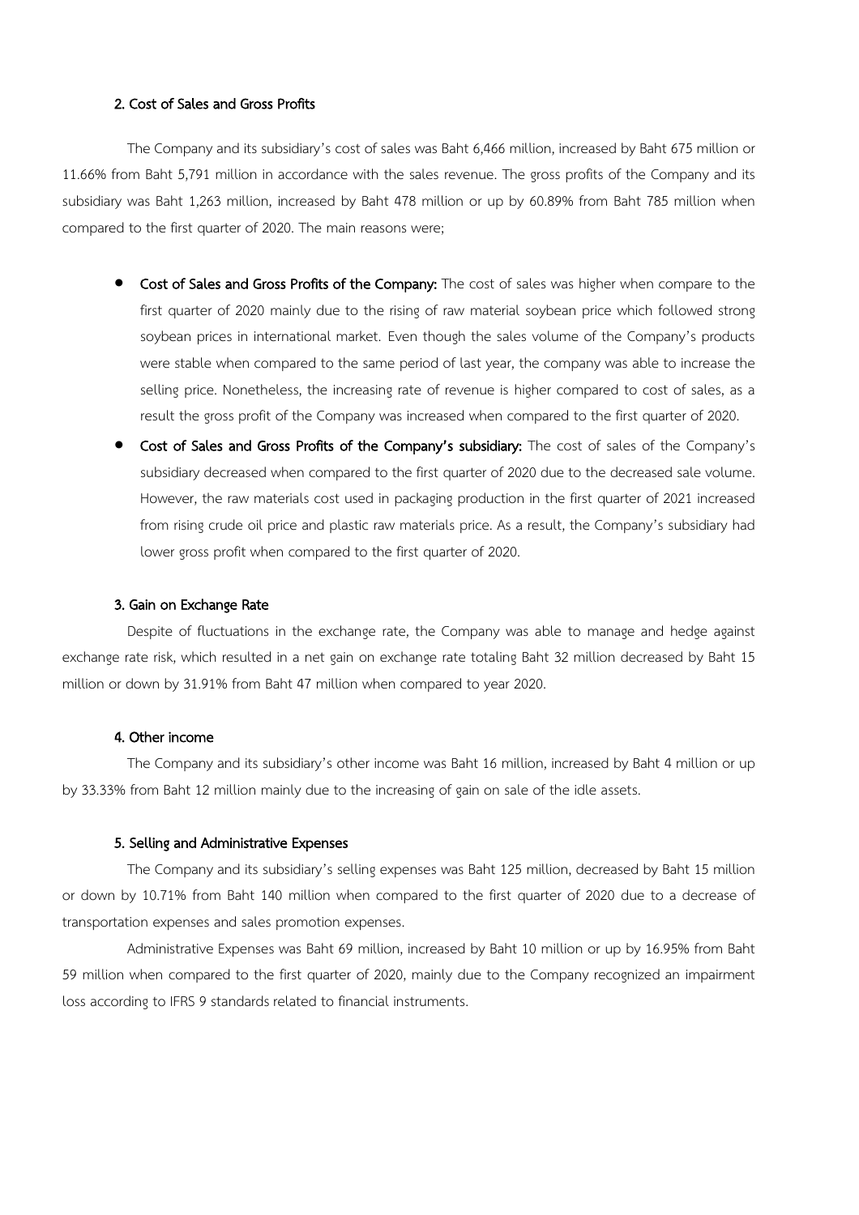#### 2. Cost of Sales and Gross Profits

The Company and its subsidiary's cost of sales was Baht 6,466 million, increased by Baht 675 million or 11.66% from Baht 5,791 million in accordance with the sales revenue. The gross profits of the Company and its subsidiary was Baht 1,263 million, increased by Baht 478 million or up by 60.89% from Baht 785 million when compared to the first quarter of 2020. The main reasons were;

- **Cost of Sales and Gross Profits of the Company:** The cost of sales was higher when compare to the first quarter of 2020 mainly due to the rising of raw material soybean price which followed strong soybean prices in international market. Even though the sales volume of the Company's products were stable when compared to the same period of last year, the company was able to increase the selling price. Nonetheless, the increasing rate of revenue is higher compared to cost of sales, as a result the gross profit of the Company was increased when compared to the first quarter of 2020.
- **Cost of Sales and Gross Profits of the Company's subsidiary:** The cost of sales of the Company's subsidiary decreased when compared to the first quarter of 2020 due to the decreased sale volume. However, the raw materials cost used in packaging production in the first quarter of 2021 increased from rising crude oil price and plastic raw materials price. As a result, the Company's subsidiary had lower gross profit when compared to the first quarter of 2020.

#### 3. Gain on Exchange Rate

Despite of fluctuations in the exchange rate, the Company was able to manage and hedge against exchange rate risk, which resulted in a net gain on exchange rate totaling Baht 32 million decreased by Baht 15 million or down by 31.91% from Baht 47 million when compared to year 2020.

#### 4. Other income

The Company and its subsidiary's other income was Baht 16 million, increased by Baht 4 million or up by 33.33% from Baht 12 million mainly due to the increasing of gain on sale of the idle assets.

#### 5. Selling and Administrative Expenses

The Company and its subsidiary's selling expenses was Baht 125 million, decreased by Baht 15 million or down by 10.71% from Baht 140 million when compared to the first quarter of 2020 due to a decrease of transportation expenses and sales promotion expenses.

Administrative Expenses was Baht 69 million, increased by Baht 10 million or up by 16.95% from Baht 59 million when compared to the first quarter of 2020, mainly due to the Company recognized an impairment loss according to IFRS 9 standards related to financial instruments.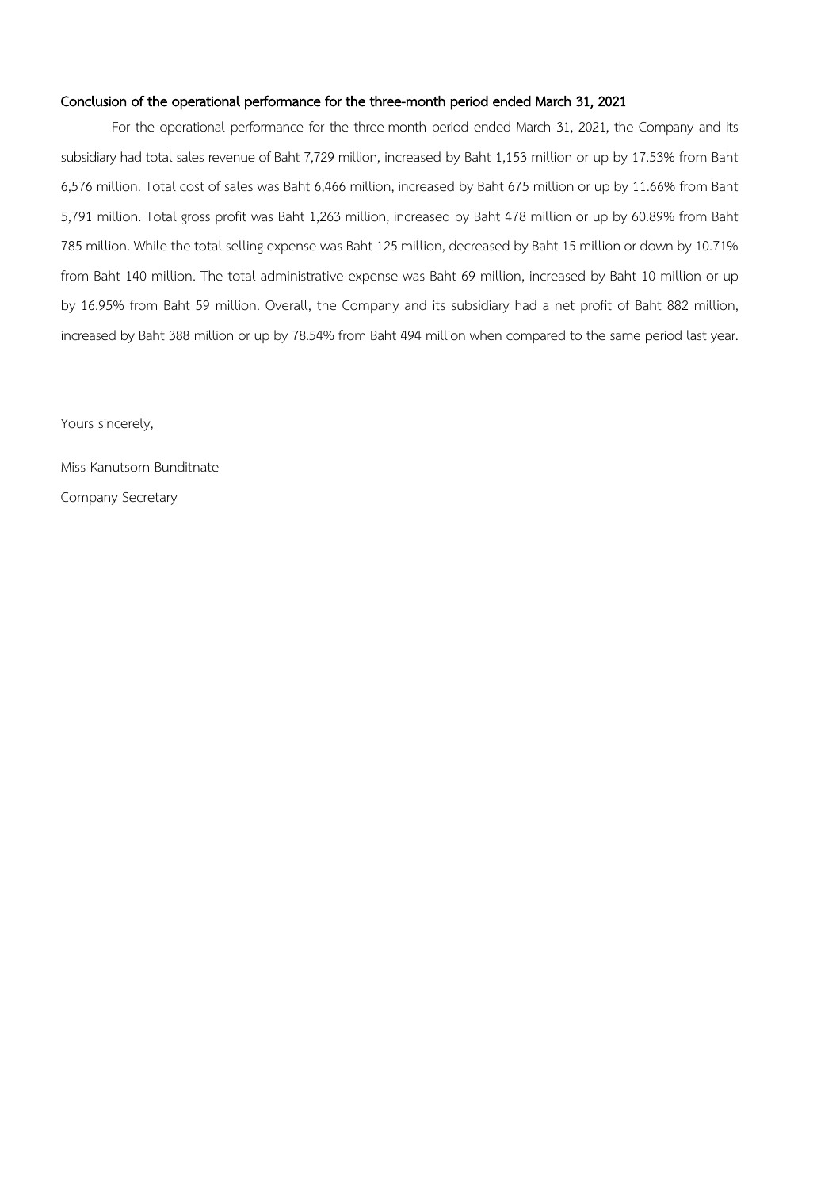**Conclusion of the operational performance for the three-month period ended March 31, 2021**

For the operational performance for the three-month period ended March 31, 2021, the Company and its subsidiary had total sales revenue of Baht 7,729 million, increased by Baht 1,153 million or up by 17.53% from Baht 6,576 million. Total cost of sales was Baht 6,466 million, increased by Baht 675 million or up by 11.66% from Baht 5,791 million. Total gross profit was Baht 1,263 million, increased by Baht 478 million or up by 60.89% from Baht 785 million. While the total selling expense was Baht 125 million, decreased by Baht 15 million or down by 10.71% from Baht 140 million. The total administrative expense was Baht 69 million, increased by Baht 10 million or up by 16.95% from Baht 59 million. Overall, the Company and its subsidiary had a net profit of Baht 882 million, increased by Baht 388 million or up by 78.54% from Baht 494 million when compared to the same period last year.

Yours sincerely,

Miss Kanutsorn Bunditnate

Company Secretary